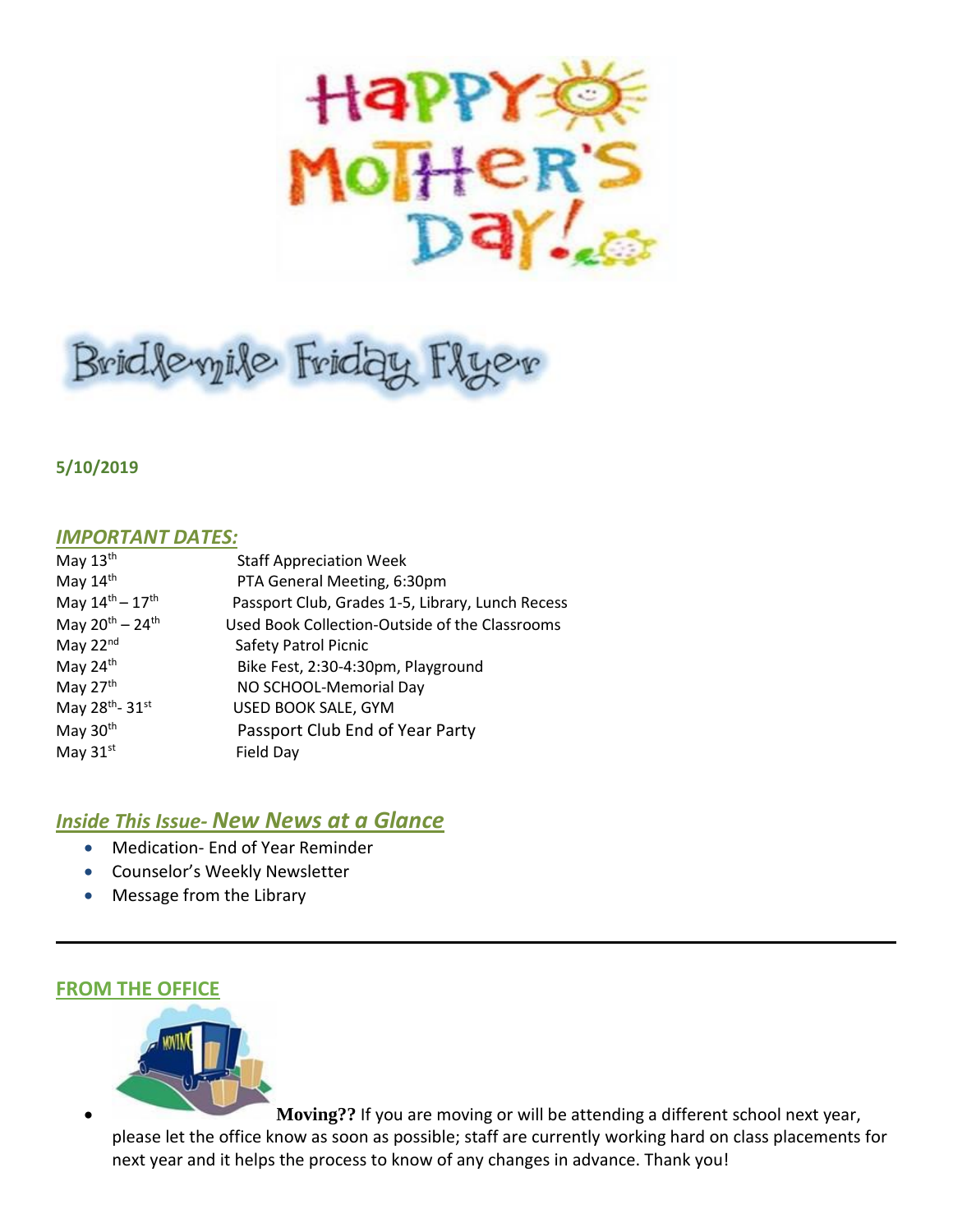# Happy Mother's Day!

# Bridlemile Friday Flyer

**5/10/2019**

## *IMPORTANT DATES:*

| Date | Event |
|---|---|
| May 13th | Staff Appreciation Week |
| May 14th | PTA General Meeting, 6:30pm |
| May 14th – 17th | Passport Club, Grades 1-5, Library, Lunch Recess |
| May 20th – 24th | Used Book Collection-Outside of the Classrooms |
| May 22nd | Safety Patrol Picnic |
| May 24th | Bike Fest, 2:30-4:30pm, Playground |
| May 27th | NO SCHOOL-Memorial Day |
| May 28th- 31st | USED BOOK SALE, GYM |
| May 30th | Passport Club End of Year Party |
| May 31st | Field Day |

## *Inside This Issue- New News at a Glance*

- Medication- End of Year Reminder
- Counselor's Weekly Newsletter
- Message from the Library

---

## FROM THE OFFICE

- **Moving??** If you are moving or will be attending a different school next year, please let the office know as soon as possible; staff are currently working hard on class placements for next year and it helps the process to know of any changes in advance. Thank you!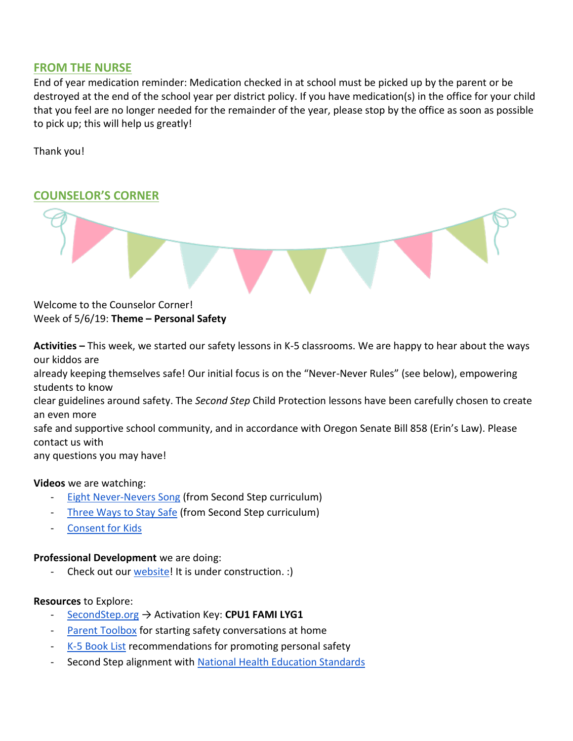## FROM THE NURSE

End of year medication reminder: Medication checked in at school must be picked up by the parent or be destroyed at the end of the school year per district policy. If you have medication(s) in the office for your child that you feel are no longer needed for the remainder of the year, please stop by the office as soon as possible to pick up; this will help us greatly!

Thank you!

## COUNSELOR'S CORNER

Welcome to the Counselor Corner!
Week of 5/6/19: **Theme – Personal Safety**

**Activities –** This week, we started our safety lessons in K-5 classrooms. We are happy to hear about the ways our kiddos are already keeping themselves safe! Our initial focus is on the "Never-Never Rules" (see below), empowering students to know clear guidelines around safety. The *Second Step* Child Protection lessons have been carefully chosen to create an even more safe and supportive school community, and in accordance with Oregon Senate Bill 858 (Erin's Law). Please contact us with any questions you may have!

**Videos** we are watching:

- Eight Never-Nevers Song (from Second Step curriculum)
- Three Ways to Stay Safe (from Second Step curriculum)
- Consent for Kids

**Professional Development** we are doing:

- Check out our website! It is under construction. :)

**Resources** to Explore:

- SecondStep.org → Activation Key: **CPU1 FAMI LYG1**
- Parent Toolbox for starting safety conversations at home
- K-5 Book List recommendations for promoting personal safety
- Second Step alignment with National Health Education Standards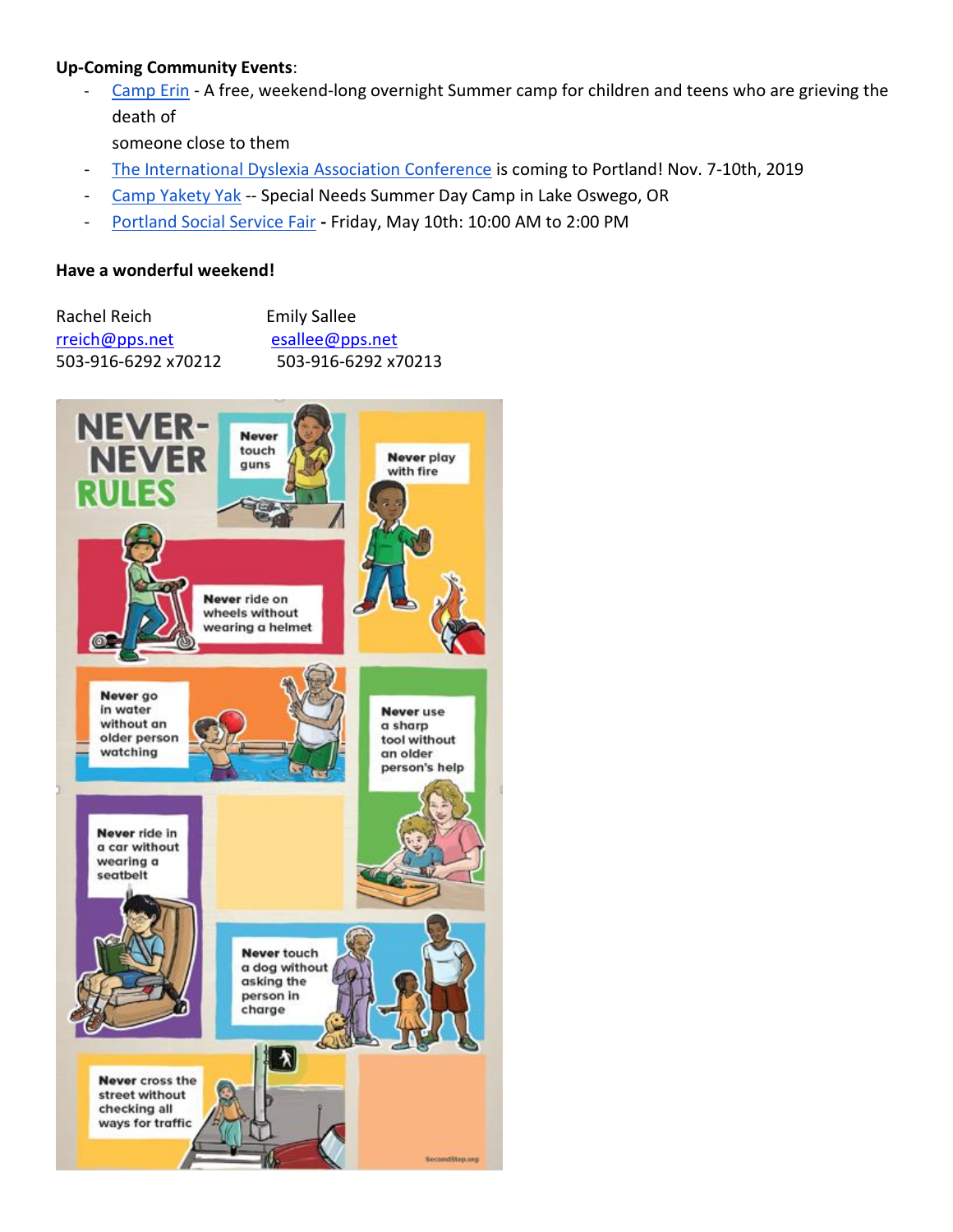**Up-Coming Community Events**:

- Camp Erin - A free, weekend-long overnight Summer camp for children and teens who are grieving the death of someone close to them
- The International Dyslexia Association Conference is coming to Portland! Nov. 7-10th, 2019
- Camp Yakety Yak -- Special Needs Summer Day Camp in Lake Oswego, OR
- Portland Social Service Fair **-** Friday, May 10th: 10:00 AM to 2:00 PM

**Have a wonderful weekend!**

| Rachel Reich | Emily Sallee |
|---|---|
| rreich@pps.net | esallee@pps.net |
| 503-916-6292 x70212 | 503-916-6292 x70213 |

**NEVER-NEVER RULES**

- **Never** touch guns
- **Never** play with fire
- **Never** ride on wheels without wearing a helmet
- **Never** go in water without an older person watching
- **Never** use a sharp tool without an older person's help
- **Never** ride in a car without wearing a seatbelt
- **Never** touch a dog without asking the person in charge
- **Never** cross the street without checking all ways for traffic

SecondStep.org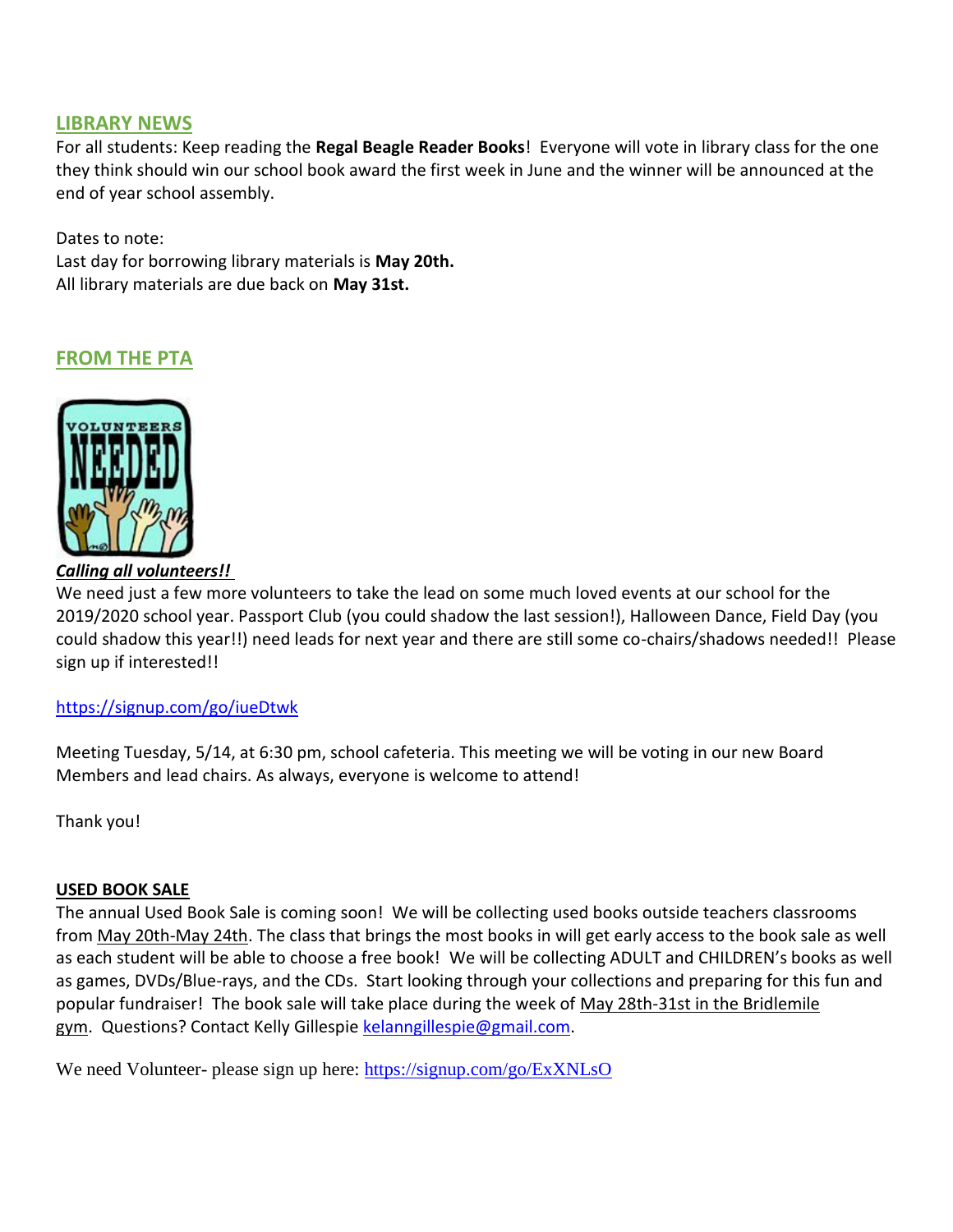## LIBRARY NEWS

For all students: Keep reading the **Regal Beagle Reader Books**! Everyone will vote in library class for the one they think should win our school book award the first week in June and the winner will be announced at the end of year school assembly.

Dates to note:
Last day for borrowing library materials is **May 20th.**
All library materials are due back on **May 31st.**

## FROM THE PTA

***Calling all volunteers!!***

We need just a few more volunteers to take the lead on some much loved events at our school for the 2019/2020 school year. Passport Club (you could shadow the last session!), Halloween Dance, Field Day (you could shadow this year!!) need leads for next year and there are still some co-chairs/shadows needed!! Please sign up if interested!!

https://signup.com/go/iueDtwk

Meeting Tuesday, 5/14, at 6:30 pm, school cafeteria. This meeting we will be voting in our new Board Members and lead chairs. As always, everyone is welcome to attend!

Thank you!

**USED BOOK SALE**

The annual Used Book Sale is coming soon! We will be collecting used books outside teachers classrooms from May 20th-May 24th. The class that brings the most books in will get early access to the book sale as well as each student will be able to choose a free book! We will be collecting ADULT and CHILDREN's books as well as games, DVDs/Blue-rays, and the CDs. Start looking through your collections and preparing for this fun and popular fundraiser! The book sale will take place during the week of May 28th-31st in the Bridlemile gym. Questions? Contact Kelly Gillespie kelanngillespie@gmail.com.

We need Volunteer- please sign up here: https://signup.com/go/ExXNLsO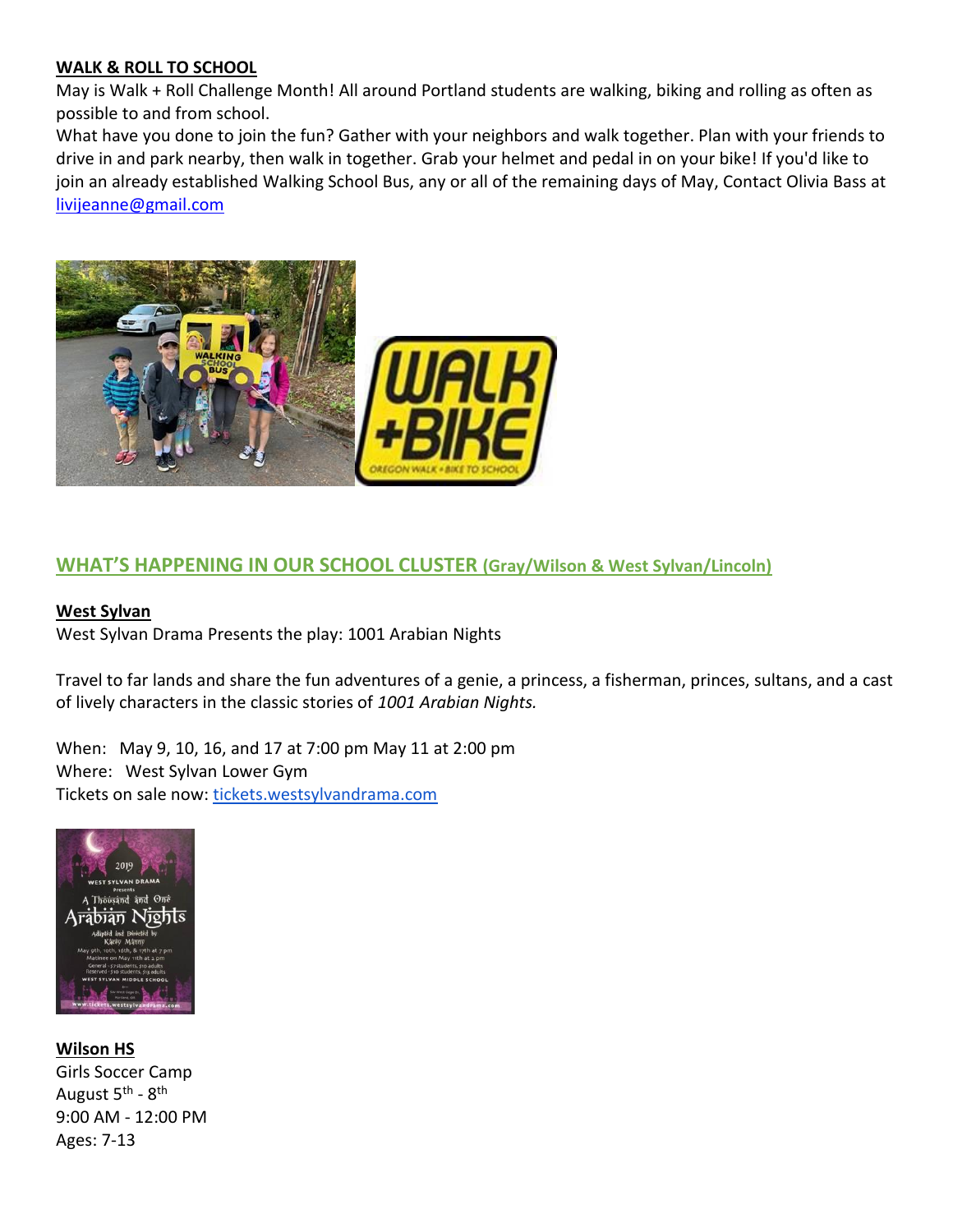**WALK & ROLL TO SCHOOL**

May is Walk + Roll Challenge Month! All around Portland students are walking, biking and rolling as often as possible to and from school.

What have you done to join the fun? Gather with your neighbors and walk together. Plan with your friends to drive in and park nearby, then walk in together. Grab your helmet and pedal in on your bike! If you'd like to join an already established Walking School Bus, any or all of the remaining days of May, Contact Olivia Bass at livijeanne@gmail.com

## WHAT'S HAPPENING IN OUR SCHOOL CLUSTER (Gray/Wilson & West Sylvan/Lincoln)

**West Sylvan**

West Sylvan Drama Presents the play: 1001 Arabian Nights

Travel to far lands and share the fun adventures of a genie, a princess, a fisherman, princes, sultans, and a cast of lively characters in the classic stories of *1001 Arabian Nights.*

When: May 9, 10, 16, and 17 at 7:00 pm May 11 at 2:00 pm
Where: West Sylvan Lower Gym
Tickets on sale now: tickets.westsylvandrama.com

**Wilson HS**

Girls Soccer Camp
August 5th - 8th
9:00 AM - 12:00 PM
Ages: 7-13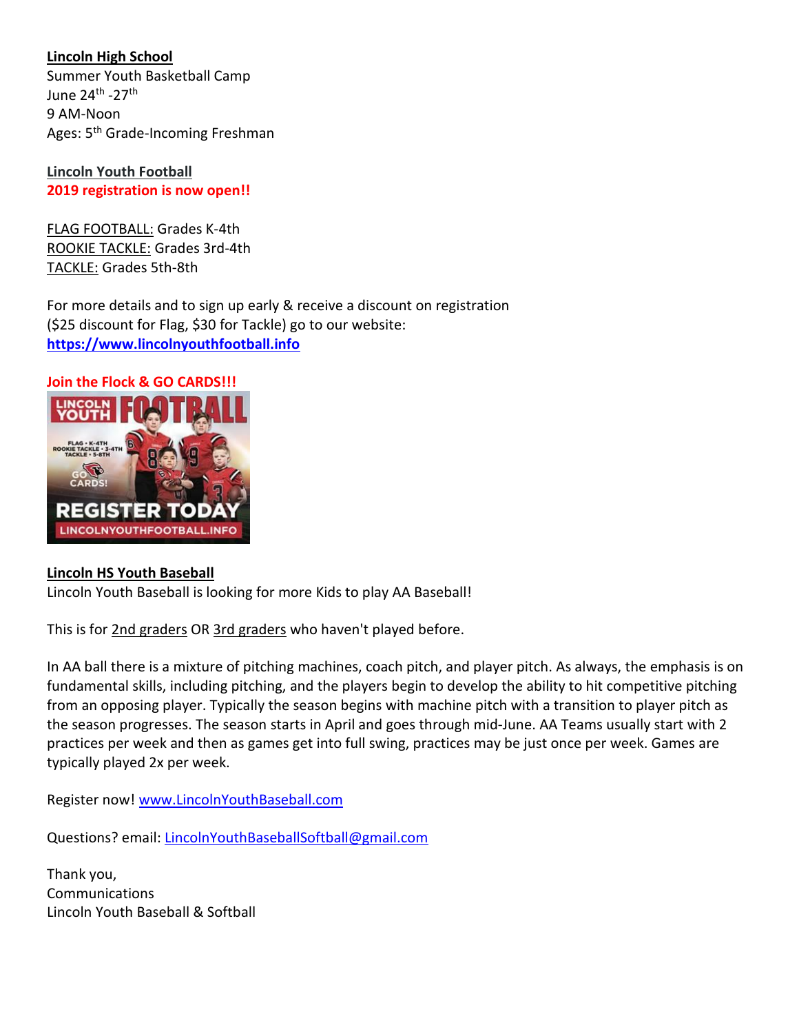**Lincoln High School**
Summer Youth Basketball Camp
June 24th -27th
9 AM-Noon
Ages: 5th Grade-Incoming Freshman

**Lincoln Youth Football**
**2019 registration is now open!!**

FLAG FOOTBALL: Grades K-4th
ROOKIE TACKLE: Grades 3rd-4th
TACKLE: Grades 5th-8th

For more details and to sign up early & receive a discount on registration ($25 discount for Flag, $30 for Tackle) go to our website: **https://www.lincolnyouthfootball.info**

**Join the Flock & GO CARDS!!!**

**Lincoln HS Youth Baseball**
Lincoln Youth Baseball is looking for more Kids to play AA Baseball!

This is for 2nd graders OR 3rd graders who haven't played before.

In AA ball there is a mixture of pitching machines, coach pitch, and player pitch. As always, the emphasis is on fundamental skills, including pitching, and the players begin to develop the ability to hit competitive pitching from an opposing player. Typically the season begins with machine pitch with a transition to player pitch as the season progresses. The season starts in April and goes through mid-June. AA Teams usually start with 2 practices per week and then as games get into full swing, practices may be just once per week. Games are typically played 2x per week.

Register now! www.LincolnYouthBaseball.com

Questions? email: LincolnYouthBaseballSoftball@gmail.com

Thank you,
Communications
Lincoln Youth Baseball & Softball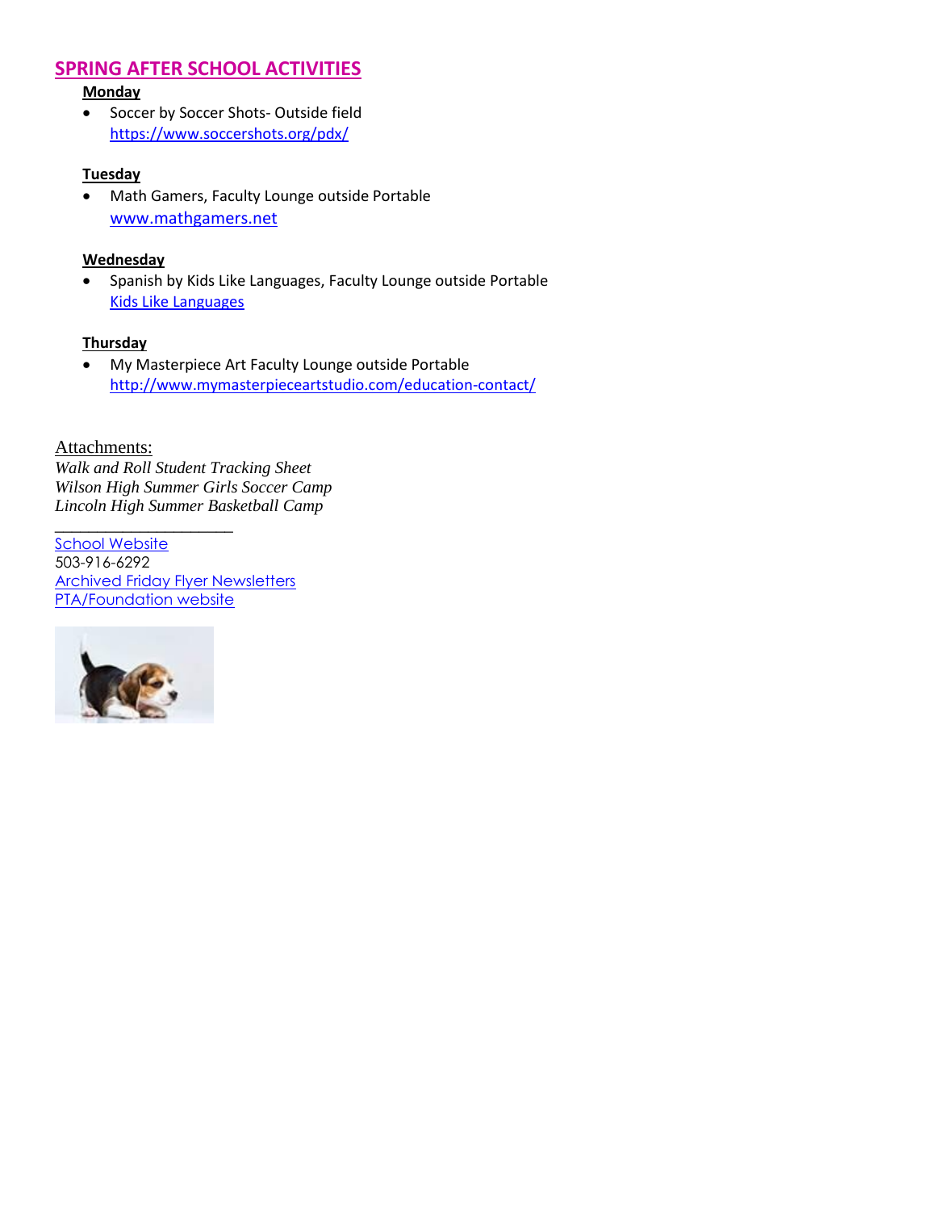## SPRING AFTER SCHOOL ACTIVITIES

**Monday**

- Soccer by Soccer Shots- Outside field
  https://www.soccershots.org/pdx/

**Tuesday**

- Math Gamers, Faculty Lounge outside Portable
  www.mathgamers.net

**Wednesday**

- Spanish by Kids Like Languages, Faculty Lounge outside Portable
  Kids Like Languages

**Thursday**

- My Masterpiece Art Faculty Lounge outside Portable
  http://www.mymasterpieceartstudio.com/education-contact/

Attachments:

*Walk and Roll Student Tracking Sheet*
*Wilson High Summer Girls Soccer Camp*
*Lincoln High Summer Basketball Camp*

---

School Website
503-916-6292
Archived Friday Flyer Newsletters
PTA/Foundation website